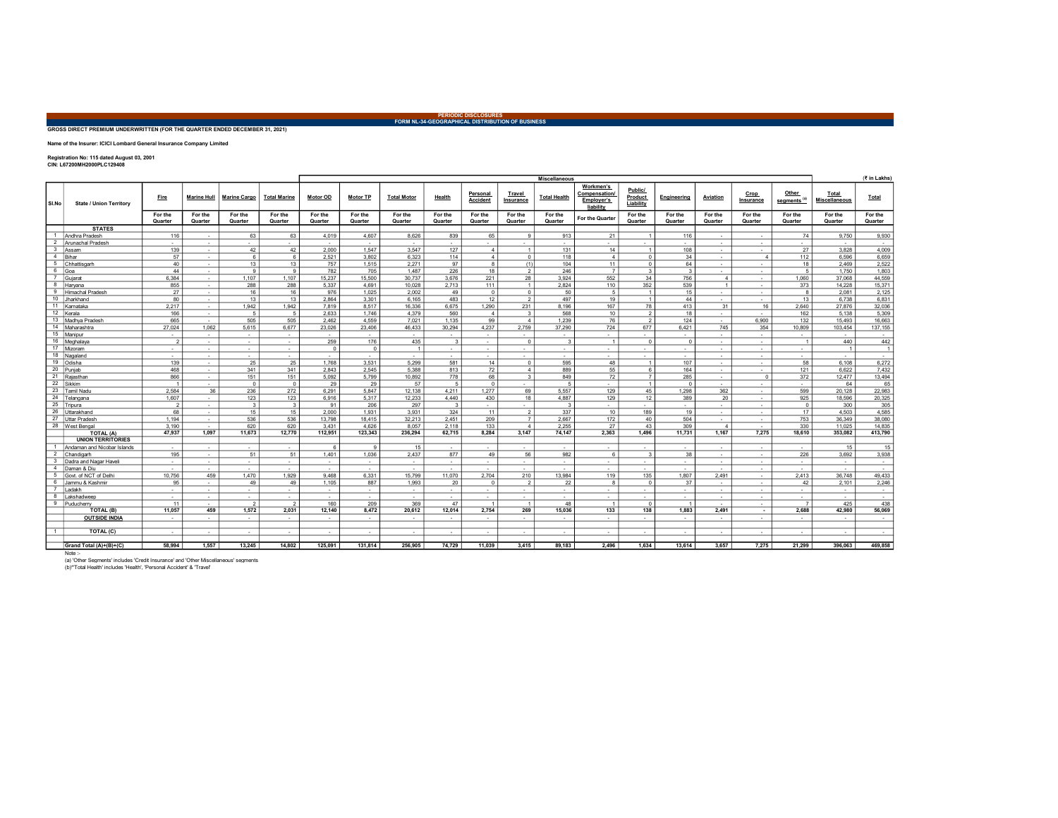PERIODIC DISCLOSURES

FORM NL-34-GEOGRAPHICAL DISTRIBUTION OF BUSINESS

**GROSS DIRECT PREMIUM UNDERWRITTEN (FOR THE QUARTER ENDED DECEMBER 31, 2021)**

**Name of the Insurer: ICICI Lombard General Insurance Company Limited**

**Registration No: 115 dated August 03, 2001**
**CIN: L67200MH2000PLC129408**

(₹ in Lakhs)

| Sl.No | State / Union Territory | Fire | Marine Hull | Marine Cargo | Total Marine | Miscellaneous | | | | | | | | | | | | | | | Total |
|---|---|---|---|---|---|---|---|---|---|---|---|---|---|---|---|---|---|---|---|---|---|
| | | | | | | Motor OD | Motor TP | Total Motor | Health | Personal Accident | Travel Insurance | Total Health | Workmen's Compensation/ Employer's liability | Public/ Product Liability | Engineering | Aviation | Crop Insurance | Other segments [(a)] | Total Miscellaneous | |
| | | For the Quarter | For the Quarter | For the Quarter | For the Quarter | For the Quarter | For the Quarter | For the Quarter | For the Quarter | For the Quarter | For the Quarter | For the Quarter | For the Quarter | For the Quarter | For the Quarter | For the Quarter | For the Quarter | For the Quarter | For the Quarter | For the Quarter |
| | **STATES** | | | | | | | | | | | | | | | | | | | |
| 1 | Andhra Pradesh | 116 | - | 63 | 63 | 4,019 | 4,607 | 8,626 | 839 | 65 | 9 | 913 | 21 | 1 | 116 | - | - | 74 | 9,750 | 9,930 |
| 2 | Arunachal Pradesh | - | - | - | - | - | - | - | - | - | - | - | - | - | - | - | - | - | - | - |
| 3 | Assam | 139 | - | 42 | 42 | 2,000 | 1,547 | 3,547 | 127 | 4 | 1 | 131 | 14 | 1 | 108 | - | - | 27 | 3,828 | 4,009 |
| 4 | Bihar | 57 | - | 6 | 6 | 2,521 | 3,802 | 6,323 | 114 | 4 | 0 | 118 | 4 | 0 | 34 | - | 4 | 112 | 6,596 | 6,659 |
| 5 | Chhattisgarh | 40 | - | 13 | 13 | 757 | 1,515 | 2,271 | 97 | 8 | (1) | 104 | 11 | 0 | 64 | - | - | 18 | 2,469 | 2,522 |
| 6 | Goa | 44 | - | 9 | 9 | 782 | 705 | 1,487 | 226 | 18 | 2 | 246 | 7 | 3 | 3 | - | - | 5 | 1,750 | 1,803 |
| 7 | Gujarat | 6,384 | - | 1,107 | 1,107 | 15,237 | 15,500 | 30,737 | 3,676 | 221 | 28 | 3,924 | 552 | 34 | 756 | 4 | - | 1,060 | 37,068 | 44,559 |
| 8 | Haryana | 855 | - | 288 | 288 | 5,337 | 4,691 | 10,028 | 2,713 | 111 | 1 | 2,824 | 110 | 352 | 539 | 1 | - | 373 | 14,228 | 15,371 |
| 9 | Himachal Pradesh | 27 | - | 16 | 16 | 976 | 1,025 | 2,002 | 49 | 0 | 0 | 50 | 5 | 1 | 15 | - | - | 8 | 2,081 | 2,125 |
| 10 | Jharkhand | 80 | - | 13 | 13 | 2,864 | 3,301 | 6,165 | 483 | 12 | 2 | 497 | 19 | 1 | 44 | - | - | 13 | 6,738 | 6,831 |
| 11 | Karnataka | 2,217 | - | 1,942 | 1,942 | 7,819 | 8,517 | 16,336 | 6,675 | 1,290 | 231 | 8,196 | 167 | 78 | 413 | 31 | 16 | 2,640 | 27,876 | 32,036 |
| 12 | Kerala | 166 | - | 5 | 5 | 2,633 | 1,746 | 4,379 | 560 | 4 | 3 | 568 | 10 | 2 | 18 | - | - | 162 | 5,138 | 5,309 |
| 13 | Madhya Pradesh | 665 | - | 505 | 505 | 2,462 | 4,559 | 7,021 | 1,135 | 99 | 4 | 1,239 | 76 | 2 | 124 | - | 6,900 | 132 | 15,493 | 16,663 |
| 14 | Maharashtra | 27,024 | 1,062 | 5,615 | 6,677 | 23,026 | 23,406 | 46,433 | 30,294 | 4,237 | 2,759 | 37,290 | 724 | 677 | 6,421 | 745 | 354 | 10,809 | 103,454 | 137,155 |
| 15 | Manipur | - | - | - | - | - | - | - | - | - | - | - | - | - | - | - | - | - | - | - |
| 16 | Meghalaya | 2 | - | - | - | 259 | 176 | 435 | 3 | - | 0 | 3 | 1 | 0 | 0 | - | - | 1 | 440 | 442 |
| 17 | Mizoram | - | - | - | - | 0 | 0 | 1 | - | - | - | - | - | - | - | - | - | - | 1 | 1 |
| 18 | Nagaland | - | - | - | - | - | - | - | - | - | - | - | - | - | - | - | - | - | - | - |
| 19 | Odisha | 139 | - | 25 | 25 | 1,768 | 3,531 | 5,299 | 581 | 14 | 0 | 595 | 48 | 1 | 107 | - | - | 58 | 6,108 | 6,272 |
| 20 | Punjab | 468 | - | 341 | 341 | 2,843 | 2,545 | 5,388 | 813 | 72 | 4 | 889 | 55 | 6 | 164 | - | - | 121 | 6,622 | 7,432 |
| 21 | Rajasthan | 866 | - | 151 | 151 | 5,092 | 5,799 | 10,892 | 778 | 68 | 3 | 849 | 72 | 7 | 285 | - | 0 | 372 | 12,477 | 13,494 |
| 22 | Sikkim | 1 | - | 0 | 0 | 29 | 29 | 57 | 5 | 0 | - | 5 | - | 1 | 0 | - | - | - | 64 | 65 |
| 23 | Tamil Nadu | 2,584 | 36 | 236 | 272 | 6,291 | 5,847 | 12,138 | 4,211 | 1,277 | 69 | 5,557 | 129 | 45 | 1,298 | 362 | - | 599 | 20,128 | 22,983 |
| 24 | Telangana | 1,607 | - | 123 | 123 | 6,916 | 5,317 | 12,233 | 4,440 | 430 | 18 | 4,887 | 129 | 12 | 389 | 20 | - | 925 | 18,596 | 20,325 |
| 25 | Tripura | 2 | - | 3 | 3 | 91 | 206 | 297 | 3 | - | - | 3 | - | - | - | - | - | 0 | 300 | 305 |
| 26 | Uttarakhand | 68 | - | 15 | 15 | 2,000 | 1,931 | 3,931 | 324 | 11 | 2 | 337 | 10 | 189 | 19 | - | - | 17 | 4,503 | 4,585 |
| 27 | Uttar Pradesh | 1,194 | - | 536 | 536 | 13,798 | 18,415 | 32,213 | 2,451 | 209 | 7 | 2,667 | 172 | 40 | 504 | - | - | 753 | 36,349 | 38,080 |
| 28 | West Bengal | 3,190 | - | 620 | 620 | 3,431 | 4,626 | 8,057 | 2,118 | 133 | 4 | 2,255 | 27 | 43 | 309 | 4 | - | 330 | 11,025 | 14,835 |
| | **TOTAL (A)** | **47,937** | **1,097** | **11,673** | **12,770** | **112,951** | **123,343** | **236,294** | **62,715** | **8,284** | **3,147** | **74,147** | **2,363** | **1,496** | **11,731** | **1,167** | **7,275** | **18,610** | **353,082** | **413,790** |
| | **UNION TERRITORIES** | | | | | | | | | | | | | | | | | | | |
| 1 | Andaman and Nicobar Islands | - | - | - | - | 6 | 9 | 15 | - | - | - | - | - | - | - | - | - | - | 15 | 15 |
| 2 | Chandigarh | 195 | - | 51 | 51 | 1,401 | 1,036 | 2,437 | 877 | 49 | 56 | 982 | 6 | 3 | 38 | - | - | 226 | 3,692 | 3,938 |
| 3 | Dadra and Nagar Haveli | - | - | - | - | - | - | - | - | - | - | - | - | - | - | - | - | - | - | - |
| 4 | Daman & Diu | - | - | - | - | - | - | - | - | - | - | - | - | - | - | - | - | - | - | - |
| 5 | Govt. of NCT of Delhi | 10,756 | 459 | 1,470 | 1,929 | 9,468 | 6,331 | 15,799 | 11,070 | 2,704 | 210 | 13,984 | 119 | 135 | 1,807 | 2,491 | - | 2,413 | 36,748 | 49,433 |
| 6 | Jammu & Kashmir | 95 | - | 49 | 49 | 1,105 | 887 | 1,993 | 20 | 0 | 2 | 22 | 8 | 0 | 37 | - | - | 42 | 2,101 | 2,246 |
| 7 | Ladakh | - | - | - | - | - | - | - | - | - | - | - | - | - | - | - | - | - | - | - |
| 8 | Lakshadweep | - | - | - | - | - | - | - | - | - | - | - | - | - | - | - | - | - | - | - |
| 9 | Puducherry | 11 | - | 2 | 2 | 160 | 209 | 369 | 47 | 1 | 1 | 48 | 1 | 0 | 1 | - | - | 7 | 425 | 438 |
| | **TOTAL (B)** | **11,057** | **459** | **1,572** | **2,031** | **12,140** | **8,472** | **20,612** | **12,014** | **2,754** | **269** | **15,036** | **133** | **138** | **1,883** | **2,491** | **-** | **2,688** | **42,980** | **56,069** |
| | **OUTSIDE INDIA** | - | - | - | - | - | - | - | - | - | - | - | - | - | - | - | - | - | - | - |
| 1 | **TOTAL (C)** | - | - | - | - | - | - | - | - | - | - | - | - | - | - | - | - | - | - | - |
| | **Grand Total (A)+(B)+(C)** | **58,994** | **1,557** | **13,245** | **14,802** | **125,091** | **131,814** | **256,905** | **74,729** | **11,039** | **3,415** | **89,183** | **2,496** | **1,634** | **13,614** | **3,657** | **7,275** | **21,299** | **396,063** | **469,858** |

Note :-

(a) 'Other Segments' includes 'Credit Insurance' and 'Other Miscellaneous' segments

(b)"Total Health' includes 'Health', 'Personal Accident' & 'Travel'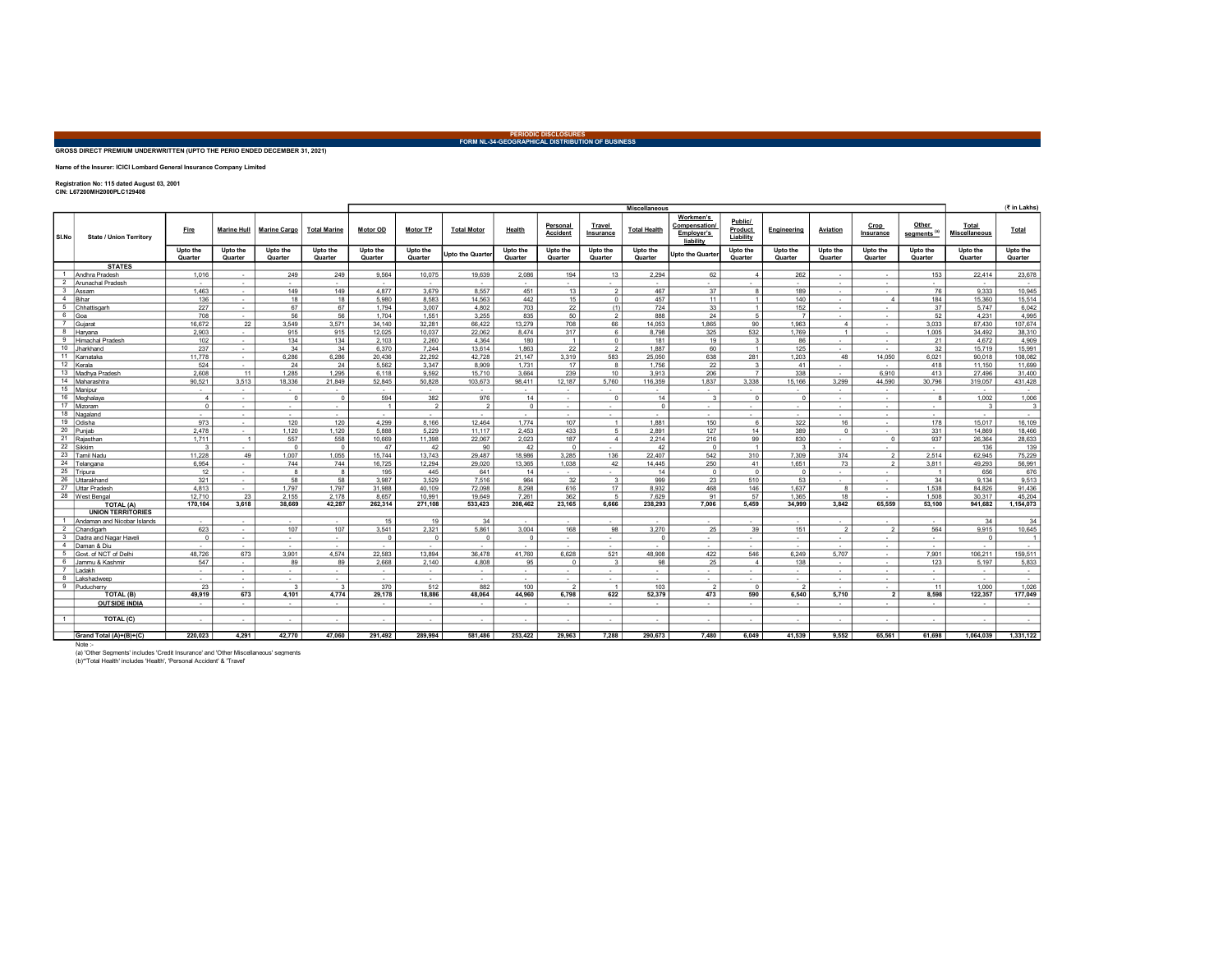PERIODIC DISCLOSURES

FORM NL-34-GEOGRAPHICAL DISTRIBUTION OF BUSINESS

**GROSS DIRECT PREMIUM UNDERWRITTEN (UPTO THE PERIO ENDED DECEMBER 31, 2021)**

**Name of the Insurer: ICICI Lombard General Insurance Company Limited**

**Registration No: 115 dated August 03, 2001**
**CIN: L67200MH2000PLC129408**

(₹ in Lakhs)

| Sl.No | State / Union Territory | Fire | Marine Hull | Marine Cargo | Total Marine | Miscellaneous | | | | | | | | | | | | | | | | Total |
|---|---|---|---|---|---|---|---|---|---|---|---|---|---|---|---|---|---|---|---|---|---|---|
| | | | | | | Motor OD | Motor TP | Total Motor | Health | Personal Accident | Travel Insurance | Total Health | Workmen's Compensation/ Employer's liability | Public/ Product Liability | Engineering | Aviation | Crop Insurance | Other segments (a) | Total Miscellaneous | | | |
| | | Upto the Quarter | Upto the Quarter | Upto the Quarter | Upto the Quarter | Upto the Quarter | Upto the Quarter | Upto the Quarter | Upto the Quarter | Upto the Quarter | Upto the Quarter | Upto the Quarter | Upto the Quarter | Upto the Quarter | Upto the Quarter | Upto the Quarter | Upto the Quarter | Upto the Quarter | Upto the Quarter | | | Upto the Quarter |
| | **STATES** | | | | | | | | | | | | | | | | | | | | | |
| 1 | Andhra Pradesh | 1,016 | - | 249 | 249 | 9,564 | 10,075 | 19,639 | 2,086 | 194 | 13 | 2,294 | 62 | 4 | 262 | - | - | 153 | 22,414 | | | 23,678 |
| 2 | Arunachal Pradesh | - | - | - | - | - | - | - | - | - | - | - | - | - | - | - | - | - | - | | | - |
| 3 | Assam | 1,463 | - | 149 | 149 | 4,877 | 3,679 | 8,557 | 451 | 13 | 2 | 467 | 37 | 8 | 189 | - | - | 76 | 9,333 | | | 10,945 |
| 4 | Bihar | 136 | - | 18 | 18 | 5,980 | 8,583 | 14,563 | 442 | 15 | 0 | 457 | 11 | 1 | 140 | - | 4 | 184 | 15,360 | | | 15,514 |
| 5 | Chhattisgarh | 227 | - | 67 | 67 | 1,794 | 3,007 | 4,802 | 703 | 22 | (1) | 724 | 33 | 1 | 152 | - | - | 37 | 5,747 | | | 6,042 |
| 6 | Goa | 708 | - | 56 | 56 | 1,704 | 1,551 | 3,255 | 835 | 50 | 2 | 888 | 24 | 5 | 7 | - | - | 52 | 4,231 | | | 4,995 |
| 7 | Gujarat | 16,672 | 22 | 3,549 | 3,571 | 34,140 | 32,281 | 66,422 | 13,279 | 708 | 66 | 14,053 | 1,865 | 90 | 1,963 | 4 | - | 3,033 | 87,430 | | | 107,674 |
| 8 | Haryana | 2,903 | - | 915 | 915 | 12,025 | 10,037 | 22,062 | 8,474 | 317 | 6 | 8,798 | 325 | 532 | 1,769 | 1 | - | 1,005 | 34,492 | | | 38,310 |
| 9 | Himachal Pradesh | 102 | - | 134 | 134 | 2,103 | 2,260 | 4,364 | 180 | 1 | 0 | 181 | 19 | 3 | 86 | - | - | 21 | 4,672 | | | 4,909 |
| 10 | Jharkhand | 237 | - | 34 | 34 | 6,370 | 7,244 | 13,614 | 1,863 | 22 | 2 | 1,887 | 60 | 1 | 125 | - | - | 32 | 15,719 | | | 15,991 |
| 11 | Karnataka | 11,778 | - | 6,286 | 6,286 | 20,436 | 22,292 | 42,728 | 21,147 | 3,319 | 583 | 25,050 | 638 | 281 | 1,203 | 48 | 14,050 | 6,021 | 90,018 | | | 108,082 |
| 12 | Kerala | 524 | - | 24 | 24 | 5,562 | 3,347 | 8,909 | 1,731 | 17 | 8 | 1,756 | 22 | 3 | 41 | - | - | 418 | 11,150 | | | 11,699 |
| 13 | Madhya Pradesh | 2,608 | 11 | 1,285 | 1,295 | 6,118 | 9,592 | 15,710 | 3,664 | 239 | 10 | 3,913 | 206 | 7 | 338 | - | 6,910 | 413 | 27,496 | | | 31,400 |
| 14 | Maharashtra | 90,521 | 3,513 | 18,336 | 21,849 | 52,845 | 50,828 | 103,673 | 98,411 | 12,187 | 5,760 | 116,359 | 1,837 | 3,338 | 15,166 | 3,299 | 44,590 | 30,796 | 319,057 | | | 431,428 |
| 15 | Manipur | - | - | - | - | - | - | - | - | - | - | - | - | - | - | - | - | - | - | | | - |
| 16 | Meghalaya | 4 | - | 0 | 0 | 594 | 382 | 976 | 14 | - | 0 | 14 | 3 | 0 | 0 | - | - | 8 | 1,002 | | | 1,006 |
| 17 | Mizoram | 0 | - | - | - | 1 | 2 | 2 | 0 | - | - | 0 | - | - | - | - | - | - | 3 | | | 3 |
| 18 | Nagaland | - | - | - | - | - | - | - | - | - | - | - | - | - | - | - | - | - | - | | | - |
| 19 | Odisha | 973 | - | 120 | 120 | 4,299 | 8,166 | 12,464 | 1,774 | 107 | 1 | 1,881 | 150 | 6 | 322 | 16 | - | 178 | 15,017 | | | 16,109 |
| 20 | Punjab | 2,478 | - | 1,120 | 1,120 | 5,888 | 5,229 | 11,117 | 2,453 | 433 | 5 | 2,891 | 127 | 14 | 389 | 0 | - | 331 | 14,869 | | | 18,466 |
| 21 | Rajasthan | 1,711 | 1 | 557 | 558 | 10,669 | 11,398 | 22,067 | 2,023 | 187 | 4 | 2,214 | 216 | 99 | 830 | - | 0 | 937 | 26,364 | | | 28,633 |
| 22 | Sikkim | 3 | - | 0 | 0 | 47 | 42 | 90 | 42 | 0 | - | 42 | 0 | 1 | 3 | - | - | - | 136 | | | 139 |
| 23 | Tamil Nadu | 11,228 | 49 | 1,007 | 1,055 | 15,744 | 13,743 | 29,487 | 18,986 | 3,285 | 136 | 22,407 | 542 | 310 | 7,309 | 374 | 2 | 2,514 | 62,945 | | | 75,229 |
| 24 | Telangana | 6,954 | - | 744 | 744 | 16,725 | 12,294 | 29,020 | 13,365 | 1,038 | 42 | 14,445 | 250 | 41 | 1,651 | 73 | 2 | 3,811 | 49,293 | | | 56,991 |
| 25 | Tripura | 12 | - | 8 | 8 | 195 | 445 | 641 | 14 | - | - | 14 | 0 | 0 | 0 | - | - | 1 | 656 | | | 676 |
| 26 | Uttarakhand | 321 | - | 58 | 58 | 3,987 | 3,529 | 7,516 | 964 | 32 | 3 | 999 | 23 | 510 | 53 | - | - | 34 | 9,134 | | | 9,513 |
| 27 | Uttar Pradesh | 4,813 | - | 1,797 | 1,797 | 31,988 | 40,109 | 72,098 | 8,298 | 616 | 17 | 8,932 | 468 | 146 | 1,637 | 8 | - | 1,538 | 84,826 | | | 91,436 |
| 28 | West Bengal | 12,710 | 23 | 2,155 | 2,178 | 8,657 | 10,991 | 19,649 | 7,261 | 362 | 5 | 7,629 | 91 | 57 | 1,365 | 18 | - | 1,508 | 30,317 | | | 45,204 |
| | **TOTAL (A)** | **170,104** | **3,618** | **38,669** | **42,287** | **262,314** | **271,108** | **533,423** | **208,462** | **23,165** | **6,666** | **238,293** | **7,006** | **5,459** | **34,999** | **3,842** | **65,559** | **53,100** | **941,682** | | | **1,154,073** |
| | **UNION TERRITORIES** | | | | | | | | | | | | | | | | | | | | | |
| 1 | Andaman and Nicobar Islands | - | - | - | - | 15 | 19 | 34 | - | - | - | - | - | - | - | - | - | - | 34 | | | 34 |
| 2 | Chandigarh | 623 | - | 107 | 107 | 3,541 | 2,321 | 5,861 | 3,004 | 168 | 98 | 3,270 | 25 | 39 | 151 | 2 | 2 | 564 | 9,915 | | | 10,645 |
| 3 | Dadra and Nagar Haveli | 0 | - | - | - | 0 | 0 | 0 | 0 | - | - | 0 | - | - | - | - | - | - | 0 | | | 1 |
| 4 | Daman & Diu | - | - | - | - | - | - | - | - | - | - | - | - | - | - | - | - | - | - | | | - |
| 5 | Govt. of NCT of Delhi | 48,726 | 673 | 3,901 | 4,574 | 22,583 | 13,894 | 36,478 | 41,760 | 6,628 | 521 | 48,908 | 422 | 546 | 6,249 | 5,707 | - | 7,901 | 106,211 | | | 159,511 |
| 6 | Jammu & Kashmir | 547 | - | 89 | 89 | 2,668 | 2,140 | 4,808 | 95 | 0 | 3 | 98 | 25 | 4 | 138 | - | - | 123 | 5,197 | | | 5,833 |
| 7 | Ladakh | - | - | - | - | - | - | - | - | - | - | - | - | - | - | - | - | - | - | | | - |
| 8 | Lakshadweep | - | - | - | - | - | - | - | - | - | - | - | - | - | - | - | - | - | - | | | - |
| 9 | Puducherry | 23 | - | 3 | 3 | 370 | 512 | 882 | 100 | 2 | 1 | 103 | 2 | 0 | 2 | - | - | 11 | 1,000 | | | 1,026 |
| | **TOTAL (B)** | **49,919** | **673** | **4,101** | **4,774** | **29,178** | **18,886** | **48,064** | **44,960** | **6,798** | **622** | **52,379** | **473** | **590** | **6,540** | **5,710** | **2** | **8,598** | **122,357** | | | **177,049** |
| | **OUTSIDE INDIA** | - | - | - | - | - | - | - | - | - | - | - | - | - | - | - | - | - | - | | | - |
| 1 | **TOTAL (C)** | - | - | - | - | - | - | - | - | - | - | - | - | - | - | - | - | - | - | | | - |
| | **Grand Total (A)+(B)+(C)** | **220,023** | **4,291** | **42,770** | **47,060** | **291,492** | **289,994** | **581,486** | **253,422** | **29,963** | **7,288** | **290,673** | **7,480** | **6,049** | **41,539** | **9,552** | **65,561** | **61,698** | **1,064,039** | | | **1,331,122** |

Note :-

(a) 'Other Segments' includes 'Credit Insurance' and 'Other Miscellaneous' segments

(b)"Total Health' includes 'Health', 'Personal Accident' & 'Travel'